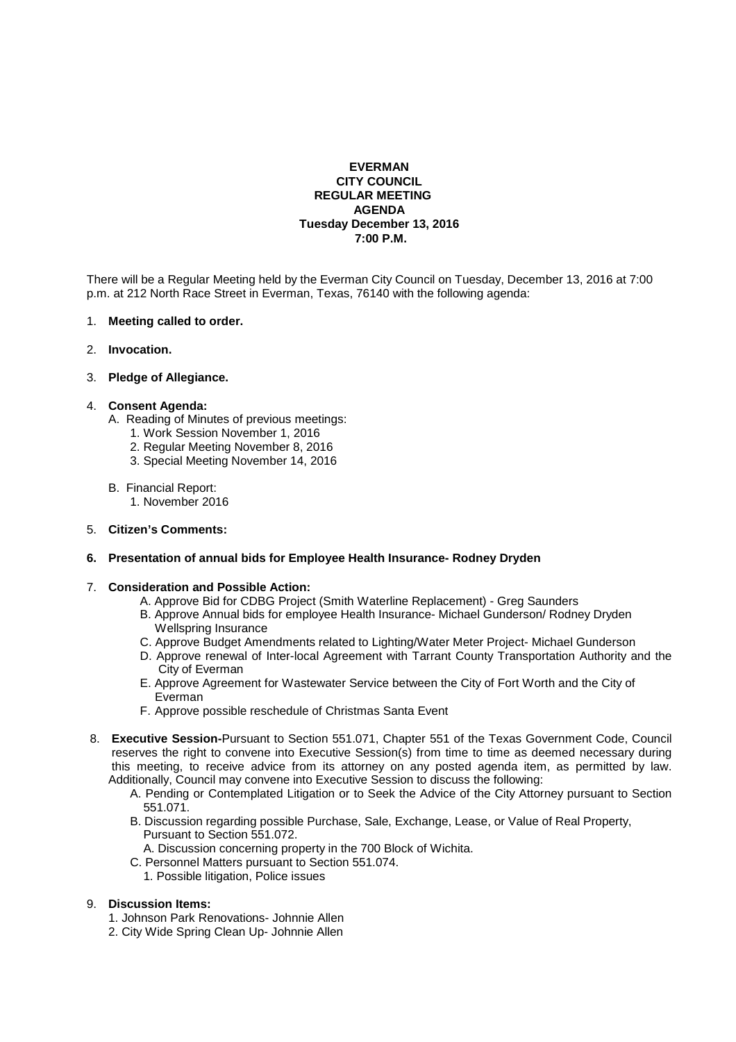# EVERMAN CITY COUNCIL REGULAR MEETING AGENDA

**Tuesday December 13, 2016**
**7:00 P.M.**

There will be a Regular Meeting held by the Everman City Council on Tuesday, December 13, 2016 at 7:00 p.m. at 212 North Race Street in Everman, Texas, 76140 with the following agenda:

1. **Meeting called to order.**

2. **Invocation.**

3. **Pledge of Allegiance.**

4. **Consent Agenda:**
   - A. Reading of Minutes of previous meetings:
     1. Work Session November 1, 2016
     2. Regular Meeting November 8, 2016
     3. Special Meeting November 14, 2016
   - B. Financial Report:
     1. November 2016

5. **Citizen's Comments:**

6. **Presentation of annual bids for Employee Health Insurance- Rodney Dryden**

7. **Consideration and Possible Action:**
   - A. Approve Bid for CDBG Project (Smith Waterline Replacement) - Greg Saunders
   - B. Approve Annual bids for employee Health Insurance- Michael Gunderson/ Rodney Dryden Wellspring Insurance
   - C. Approve Budget Amendments related to Lighting/Water Meter Project- Michael Gunderson
   - D. Approve renewal of Inter-local Agreement with Tarrant County Transportation Authority and the City of Everman
   - E. Approve Agreement for Wastewater Service between the City of Fort Worth and the City of Everman
   - F. Approve possible reschedule of Christmas Santa Event

8. **Executive Session-**Pursuant to Section 551.071, Chapter 551 of the Texas Government Code, Council reserves the right to convene into Executive Session(s) from time to time as deemed necessary during this meeting, to receive advice from its attorney on any posted agenda item, as permitted by law. Additionally, Council may convene into Executive Session to discuss the following:
   - A. Pending or Contemplated Litigation or to Seek the Advice of the City Attorney pursuant to Section 551.071.
   - B. Discussion regarding possible Purchase, Sale, Exchange, Lease, or Value of Real Property, Pursuant to Section 551.072.
     - A. Discussion concerning property in the 700 Block of Wichita.
   - C. Personnel Matters pursuant to Section 551.074.
     1. Possible litigation, Police issues

9. **Discussion Items:**
   1. Johnson Park Renovations- Johnnie Allen
   2. City Wide Spring Clean Up- Johnnie Allen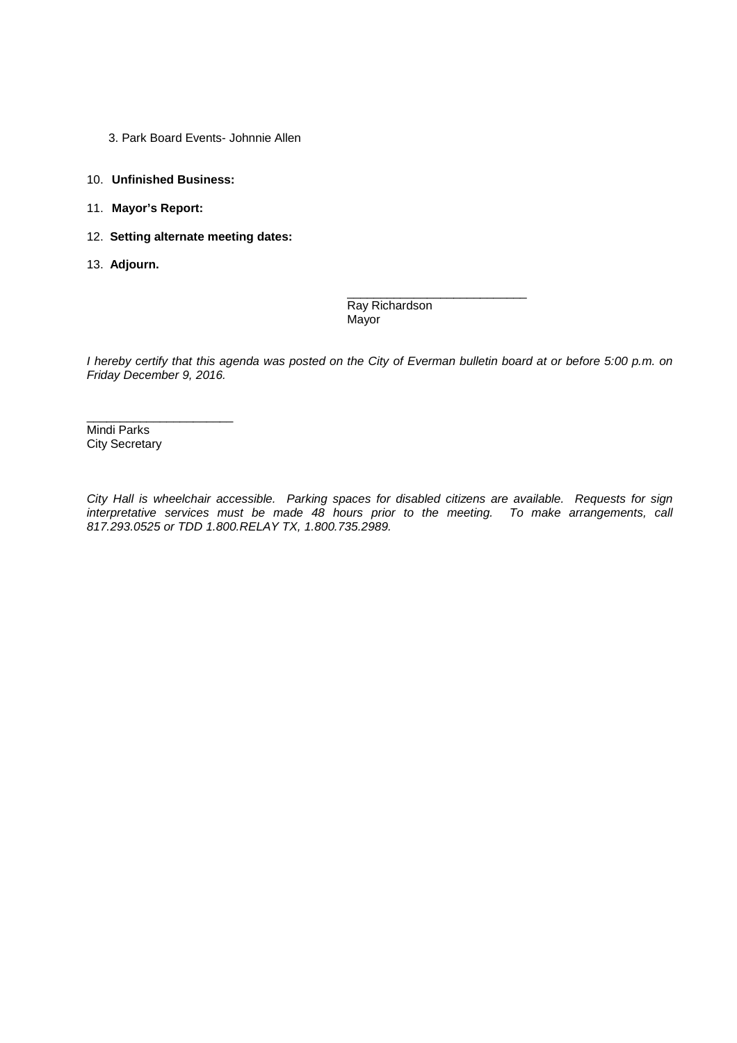3. Park Board Events- Johnnie Allen

10. **Unfinished Business:**

11. **Mayor's Report:**

12. **Setting alternate meeting dates:**

13. **Adjourn.**

\_\_\_\_\_\_\_\_\_\_\_\_\_\_\_\_\_\_\_\_\_\_\_\_\_\_\_\_
Ray Richardson
Mayor

*I hereby certify that this agenda was posted on the City of Everman bulletin board at or before 5:00 p.m. on Friday December 9, 2016.*

\_\_\_\_\_\_\_\_\_\_\_\_\_\_\_\_\_\_\_\_\_\_
Mindi Parks
City Secretary

*City Hall is wheelchair accessible. Parking spaces for disabled citizens are available. Requests for sign interpretative services must be made 48 hours prior to the meeting. To make arrangements, call 817.293.0525 or TDD 1.800.RELAY TX, 1.800.735.2989.*